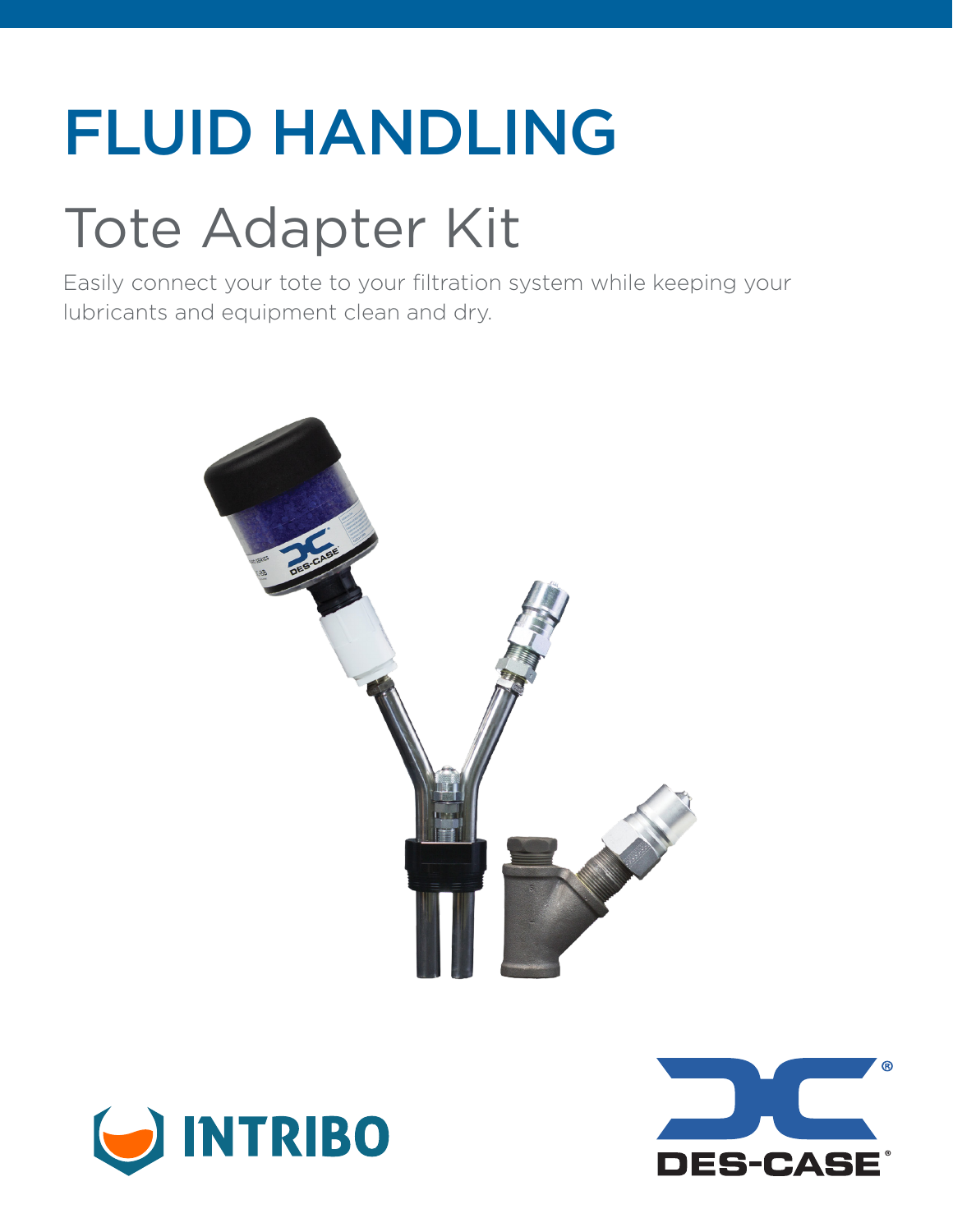# FLUID HANDLING

## Tote Adapter Kit

Easily connect your tote to your filtration system while keeping your lubricants and equipment clean and dry.

INTRIBO

DES-CASE®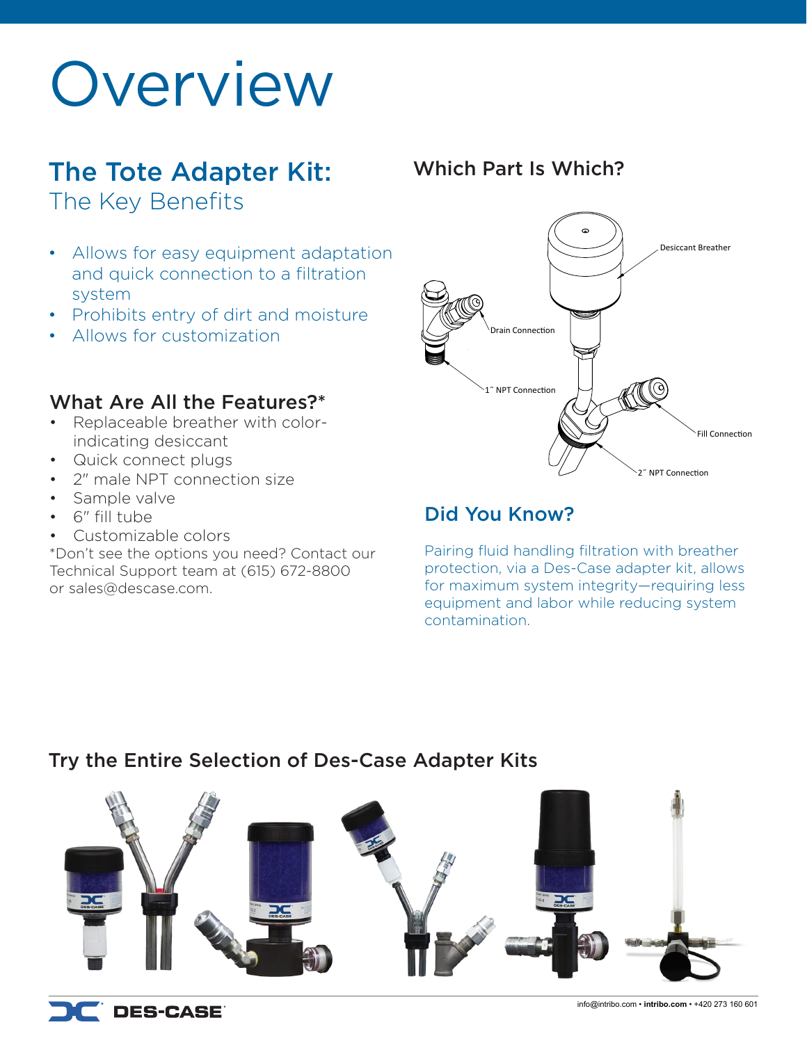# Overview

## The Tote Adapter Kit:
### The Key Benefits

- Allows for easy equipment adaptation and quick connection to a filtration system
- Prohibits entry of dirt and moisture
- Allows for customization

### What Are All the Features?*

- Replaceable breather with color-indicating desiccant
- Quick connect plugs
- 2" male NPT connection size
- Sample valve
- 6" fill tube
- Customizable colors

*Don't see the options you need? Contact our Technical Support team at (615) 672-8800 or sales@descase.com.

## Which Part Is Which?

Desiccant Breather

Drain Connection

1˝ NPT Connection

Fill Connection

2˝ NPT Connection

## Did You Know?

Pairing fluid handling filtration with breather protection, via a Des-Case adapter kit, allows for maximum system integrity—requiring less equipment and labor while reducing system contamination.

## Try the Entire Selection of Des-Case Adapter Kits

info@intribo.com • **intribo.com** • +420 273 160 601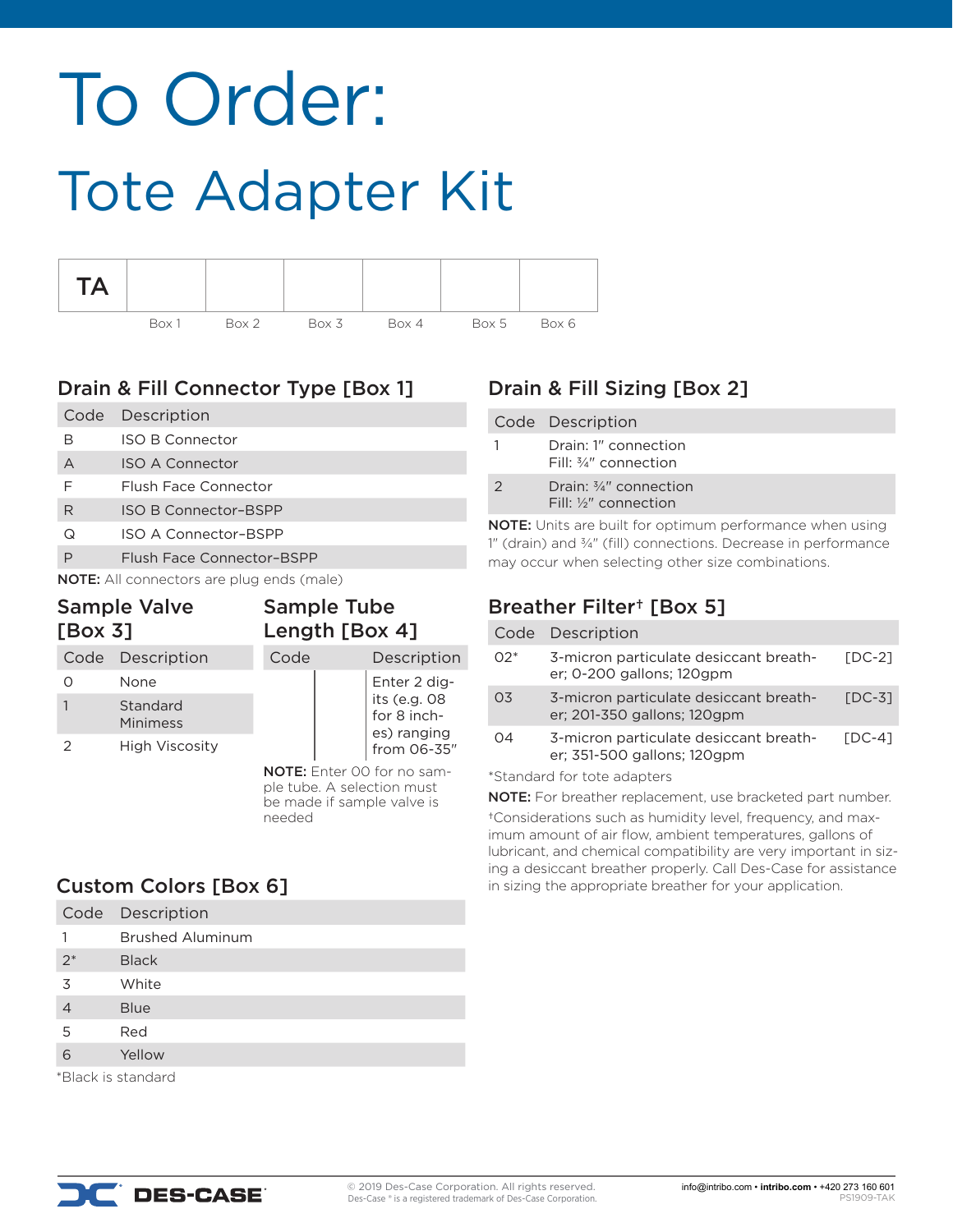# To Order:

## Tote Adapter Kit

| TA | | | | | | |
|---|---|---|---|---|---|---|
| | Box 1 | Box 2 | Box 3 | Box 4 | Box 5 | Box 6 |

### Drain & Fill Connector Type [Box 1]

| Code | Description |
|---|---|
| B | ISO B Connector |
| A | ISO A Connector |
| F | Flush Face Connector |
| R | ISO B Connector–BSPP |
| Q | ISO A Connector–BSPP |
| P | Flush Face Connector–BSPP |

**NOTE:** All connectors are plug ends (male)

### Sample Valve [Box 3]

| Code | Description |
|---|---|
| 0 | None |
| 1 | Standard Minimess |
| 2 | High Viscosity |

### Sample Tube Length [Box 4]

| Code | Description |
|---|---|
| | Enter 2 digits (e.g. 08 for 8 inches) ranging from 06-35" |

**NOTE:** Enter 00 for no sample tube. A selection must be made if sample valve is needed

### Custom Colors [Box 6]

| Code | Description |
|---|---|
| 1 | Brushed Aluminum |
| 2* | Black |
| 3 | White |
| 4 | Blue |
| 5 | Red |
| 6 | Yellow |

*Black is standard

### Drain & Fill Sizing [Box 2]

| Code | Description |
|---|---|
| 1 | Drain: 1" connection<br>Fill: ¾" connection |
| 2 | Drain: ¾" connection<br>Fill: ½" connection |

**NOTE:** Units are built for optimum performance when using 1" (drain) and ¾" (fill) connections. Decrease in performance may occur when selecting other size combinations.

### Breather Filter† [Box 5]

| Code | Description | |
|---|---|---|
| 02* | 3-micron particulate desiccant breather; 0-200 gallons; 120gpm | [DC-2] |
| 03 | 3-micron particulate desiccant breather; 201-350 gallons; 120gpm | [DC-3] |
| 04 | 3-micron particulate desiccant breather; 351-500 gallons; 120gpm | [DC-4] |

*Standard for tote adapters

**NOTE:** For breather replacement, use bracketed part number.

†Considerations such as humidity level, frequency, and maximum amount of air flow, ambient temperatures, gallons of lubricant, and chemical compatibility are very important in sizing a desiccant breather properly. Call Des-Case for assistance in sizing the appropriate breather for your application.

DES-CASE

© 2019 Des-Case Corporation. All rights reserved.
Des-Case® is a registered trademark of Des-Case Corporation.

info@intribo.com • intribo.com • +420 273 160 601
PS1909-TAK